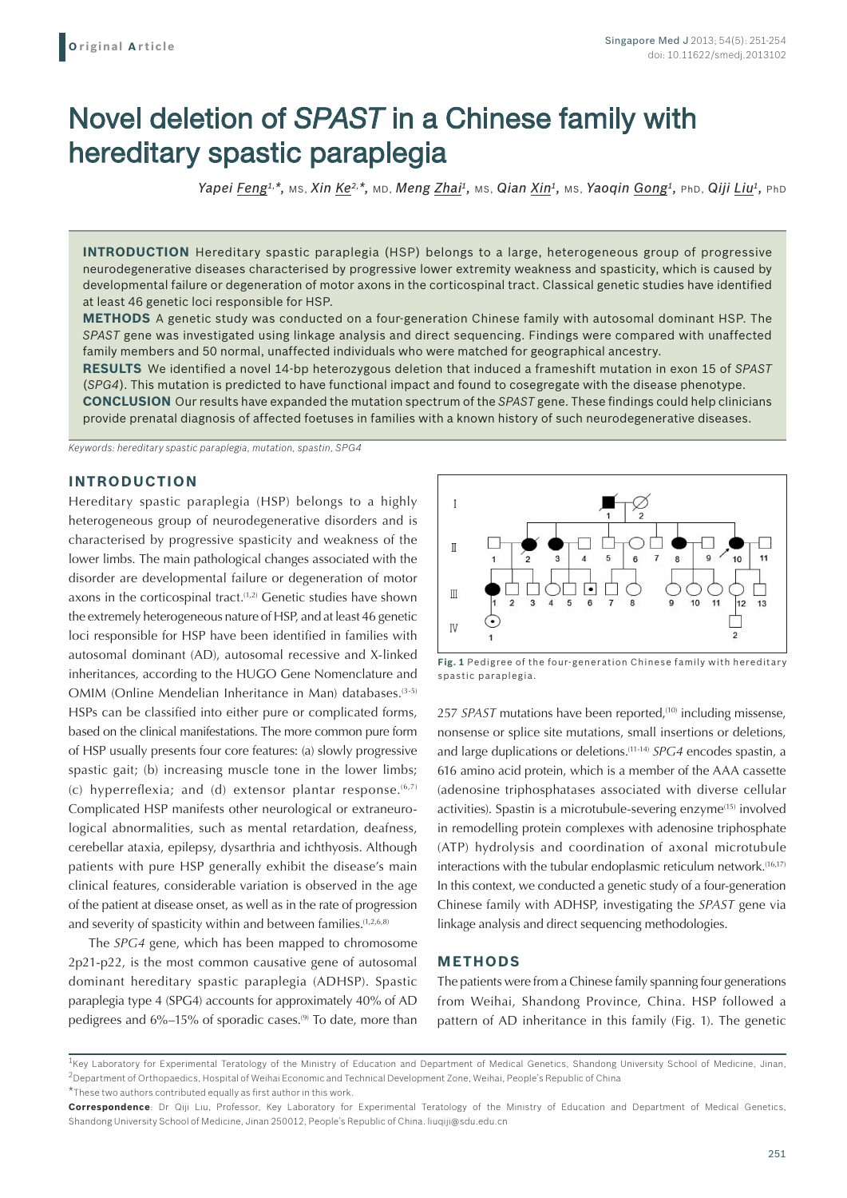Original Article

# Novel deletion of *SPAST* in a Chinese family with hereditary spastic paraplegia

*Yapei Feng*[1,*], MS, *Xin Ke*[2,*], MD, *Meng Zhai*[1], MS, *Qian Xin*[1], MS, *Yaoqin Gong*[1], PhD, *Qiji Liu*[1], PhD

**INTRODUCTION** Hereditary spastic paraplegia (HSP) belongs to a large, heterogeneous group of progressive neurodegenerative diseases characterised by progressive lower extremity weakness and spasticity, which is caused by developmental failure or degeneration of motor axons in the corticospinal tract. Classical genetic studies have identified at least 46 genetic loci responsible for HSP.

**METHODS** A genetic study was conducted on a four-generation Chinese family with autosomal dominant HSP. The *SPAST* gene was investigated using linkage analysis and direct sequencing. Findings were compared with unaffected family members and 50 normal, unaffected individuals who were matched for geographical ancestry.

**RESULTS** We identified a novel 14-bp heterozygous deletion that induced a frameshift mutation in exon 15 of *SPAST* (*SPG4*). This mutation is predicted to have functional impact and found to cosegregate with the disease phenotype.

**CONCLUSION** Our results have expanded the mutation spectrum of the *SPAST* gene. These findings could help clinicians provide prenatal diagnosis of affected foetuses in families with a known history of such neurodegenerative diseases.

*Keywords: hereditary spastic paraplegia, mutation, spastin, SPG4*

## INTRODUCTION

Hereditary spastic paraplegia (HSP) belongs to a highly heterogeneous group of neurodegenerative disorders and is characterised by progressive spasticity and weakness of the lower limbs. The main pathological changes associated with the disorder are developmental failure or degeneration of motor axons in the corticospinal tract.[1,2] Genetic studies have shown the extremely heterogeneous nature of HSP, and at least 46 genetic loci responsible for HSP have been identified in families with autosomal dominant (AD), autosomal recessive and X-linked inheritances, according to the HUGO Gene Nomenclature and OMIM (Online Mendelian Inheritance in Man) databases.[3-5] HSPs can be classified into either pure or complicated forms, based on the clinical manifestations. The more common pure form of HSP usually presents four core features: (a) slowly progressive spastic gait; (b) increasing muscle tone in the lower limbs; (c) hyperreflexia; and (d) extensor plantar response.[6,7] Complicated HSP manifests other neurological or extraneurological abnormalities, such as mental retardation, deafness, cerebellar ataxia, epilepsy, dysarthria and ichthyosis. Although patients with pure HSP generally exhibit the disease's main clinical features, considerable variation is observed in the age of the patient at disease onset, as well as in the rate of progression and severity of spasticity within and between families.[1,2,6,8]

The *SPG4* gene, which has been mapped to chromosome 2p21-p22, is the most common causative gene of autosomal dominant hereditary spastic paraplegia (ADHSP). Spastic paraplegia type 4 (SPG4) accounts for approximately 40% of AD pedigrees and 6%–15% of sporadic cases.[9] To date, more than 257 *SPAST* mutations have been reported,[10] including missense, nonsense or splice site mutations, small insertions or deletions, and large duplications or deletions.[11-14] *SPG4* encodes spastin, a 616 amino acid protein, which is a member of the AAA cassette (adenosine triphosphatases associated with diverse cellular activities). Spastin is a microtubule-severing enzyme[15] involved in remodelling protein complexes with adenosine triphosphate (ATP) hydrolysis and coordination of axonal microtubule interactions with the tubular endoplasmic reticulum network.[16,17] In this context, we conducted a genetic study of a four-generation Chinese family with ADHSP, investigating the *SPAST* gene via linkage analysis and direct sequencing methodologies.

**Fig. 1** Pedigree of the four-generation Chinese family with hereditary spastic paraplegia.

## METHODS

The patients were from a Chinese family spanning four generations from Weihai, Shandong Province, China. HSP followed a pattern of AD inheritance in this family (Fig. 1). The genetic

[1]Key Laboratory for Experimental Teratology of the Ministry of Education and Department of Medical Genetics, Shandong University School of Medicine, Jinan, [2]Department of Orthopaedics, Hospital of Weihai Economic and Technical Development Zone, Weihai, People's Republic of China

*These two authors contributed equally as first author in this work.

**Correspondence**: Dr Qiji Liu, Professor, Key Laboratory for Experimental Teratology of the Ministry of Education and Department of Medical Genetics, Shandong University School of Medicine, Jinan 250012, People's Republic of China. liuqiji@sdu.edu.cn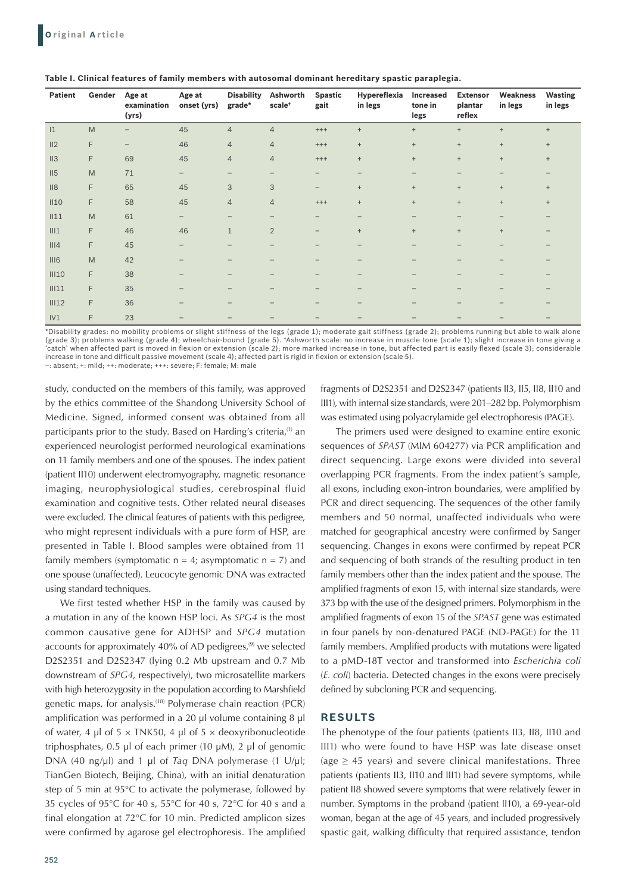**Table I. Clinical features of family members with autosomal dominant hereditary spastic paraplegia.**

| Patient | Gender | Age at examination (yrs) | Age at onset (yrs) | Disability grade* | Ashworth scale† | Spastic gait | Hyperreflexia in legs | Increased tone in legs | Extensor plantar reflex | Weakness in legs | Wasting in legs |
|---|---|---|---|---|---|---|---|---|---|---|---|
| I1 | M | – | 45 | 4 | 4 | +++ | + | + | + | + | + |
| II2 | F | – | 46 | 4 | 4 | +++ | + | + | + | + | + |
| II3 | F | 69 | 45 | 4 | 4 | +++ | + | + | + | + | + |
| II5 | M | 71 | – | – | – | – | – | – | – | – | – |
| II8 | F | 65 | 45 | 3 | 3 | – | + | + | + | + | + |
| II10 | F | 58 | 45 | 4 | 4 | +++ | + | + | + | + | + |
| II11 | M | 61 | – | – | – | – | – | – | – | – | – |
| III1 | F | 46 | 46 | 1 | 2 | – | + | + | + | + | – |
| III4 | F | 45 | – | – | – | – | – | – | – | – | – |
| III6 | M | 42 | – | – | – | – | – | – | – | – | – |
| III10 | F | 38 | – | – | – | – | – | – | – | – | – |
| III11 | F | 35 | – | – | – | – | – | – | – | – | – |
| III12 | F | 36 | – | – | – | – | – | – | – | – | – |
| IV1 | F | 23 | – | – | – | – | – | – | – | – | – |

*Disability grades: no mobility problems or slight stiffness of the legs (grade 1); moderate gait stiffness (grade 2); problems running but able to walk alone (grade 3); problems walking (grade 4); wheelchair-bound (grade 5). †Ashworth scale: no increase in muscle tone (scale 1); slight increase in tone giving a 'catch' when affected part is moved in flexion or extension (scale 2); more marked increase in tone, but affected part is easily flexed (scale 3); considerable increase in tone and difficult passive movement (scale 4); affected part is rigid in flexion or extension (scale 5).
–: absent; +: mild; ++: moderate; +++: severe; F: female; M: male

study, conducted on the members of this family, was approved by the ethics committee of the Shandong University School of Medicine. Signed, informed consent was obtained from all participants prior to the study. Based on Harding's criteria,[1] an experienced neurologist performed neurological examinations on 11 family members and one of the spouses. The index patient (patient II10) underwent electromyography, magnetic resonance imaging, neurophysiological studies, cerebrospinal fluid examination and cognitive tests. Other related neural diseases were excluded. The clinical features of patients with this pedigree, who might represent individuals with a pure form of HSP, are presented in Table I. Blood samples were obtained from 11 family members (symptomatic n = 4; asymptomatic n = 7) and one spouse (unaffected). Leucocyte genomic DNA was extracted using standard techniques.

We first tested whether HSP in the family was caused by a mutation in any of the known HSP loci. As *SPG4* is the most common causative gene for ADHSP and *SPG4* mutation accounts for approximately 40% of AD pedigrees,[9] we selected D2S2351 and D2S2347 (lying 0.2 Mb upstream and 0.7 Mb downstream of *SPG4*, respectively), two microsatellite markers with high heterozygosity in the population according to Marshfield genetic maps, for analysis.[18] Polymerase chain reaction (PCR) amplification was performed in a 20 μl volume containing 8 μl of water, 4 μl of 5 × TNK50, 4 μl of 5 × deoxyribonucleotide triphosphates, 0.5 μl of each primer (10 μM), 2 μl of genomic DNA (40 ng/μl) and 1 μl of *Taq* DNA polymerase (1 U/μl; TianGen Biotech, Beijing, China), with an initial denaturation step of 5 min at 95°C to activate the polymerase, followed by 35 cycles of 95°C for 40 s, 55°C for 40 s, 72°C for 40 s and a final elongation at 72°C for 10 min. Predicted amplicon sizes were confirmed by agarose gel electrophoresis. The amplified fragments of D2S2351 and D2S2347 (patients II3, II5, II8, II10 and III1), with internal size standards, were 201–282 bp. Polymorphism was estimated using polyacrylamide gel electrophoresis (PAGE).

The primers used were designed to examine entire exonic sequences of *SPAST* (MIM 604277) via PCR amplification and direct sequencing. Large exons were divided into several overlapping PCR fragments. From the index patient's sample, all exons, including exon-intron boundaries, were amplified by PCR and direct sequencing. The sequences of the other family members and 50 normal, unaffected individuals who were matched for geographical ancestry were confirmed by Sanger sequencing. Changes in exons were confirmed by repeat PCR and sequencing of both strands of the resulting product in ten family members other than the index patient and the spouse. The amplified fragments of exon 15, with internal size standards, were 373 bp with the use of the designed primers. Polymorphism in the amplified fragments of exon 15 of the *SPAST* gene was estimated in four panels by non-denatured PAGE (ND-PAGE) for the 11 family members. Amplified products with mutations were ligated to a pMD-18T vector and transformed into *Escherichia coli* (*E. coli*) bacteria. Detected changes in the exons were precisely defined by subcloning PCR and sequencing.

## RESULTS

The phenotype of the four patients (patients II3, II8, II10 and III1) who were found to have HSP was late disease onset (age ≥ 45 years) and severe clinical manifestations. Three patients (patients II3, II10 and III1) had severe symptoms, while patient II8 showed severe symptoms that were relatively fewer in number. Symptoms in the proband (patient II10), a 69-year-old woman, began at the age of 45 years, and included progressively spastic gait, walking difficulty that required assistance, tendon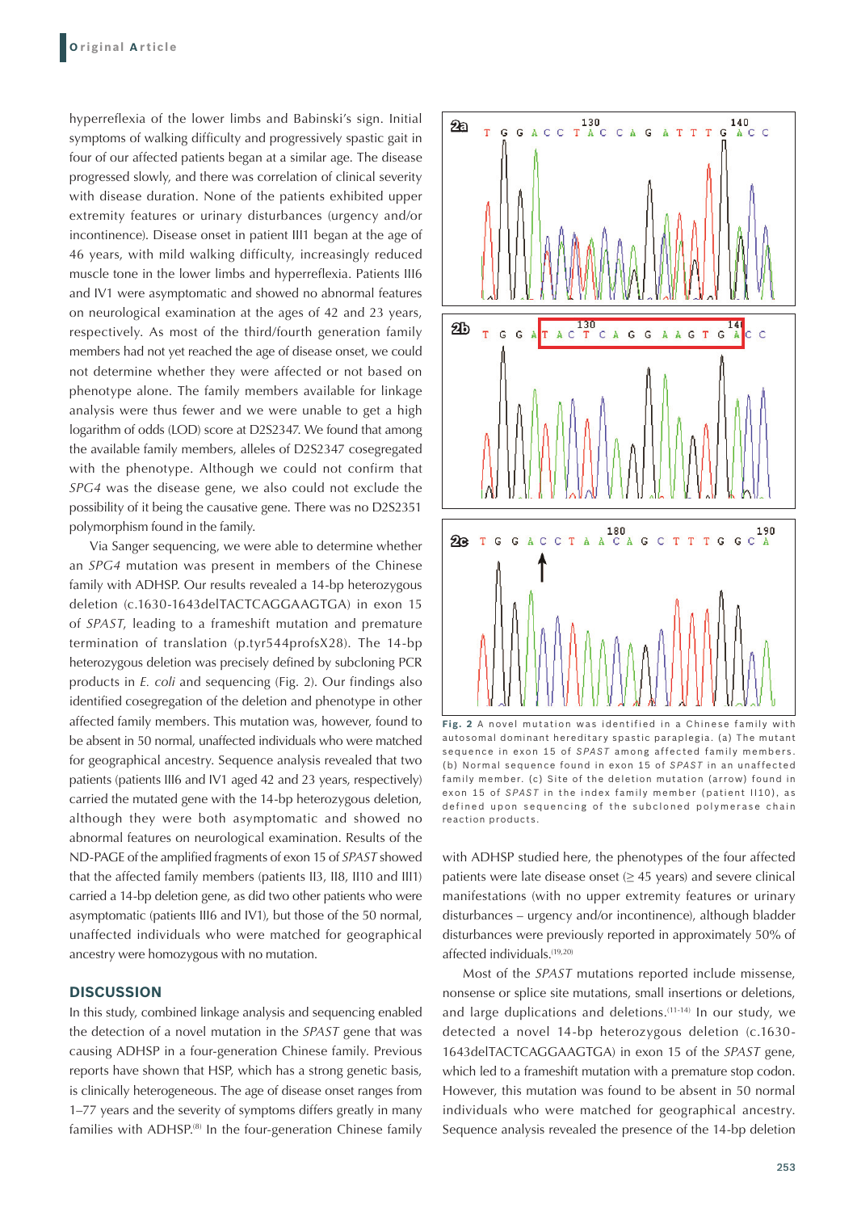hyperreflexia of the lower limbs and Babinski's sign. Initial symptoms of walking difficulty and progressively spastic gait in four of our affected patients began at a similar age. The disease progressed slowly, and there was correlation of clinical severity with disease duration. None of the patients exhibited upper extremity features or urinary disturbances (urgency and/or incontinence). Disease onset in patient III1 began at the age of 46 years, with mild walking difficulty, increasingly reduced muscle tone in the lower limbs and hyperreflexia. Patients III6 and IV1 were asymptomatic and showed no abnormal features on neurological examination at the ages of 42 and 23 years, respectively. As most of the third/fourth generation family members had not yet reached the age of disease onset, we could not determine whether they were affected or not based on phenotype alone. The family members available for linkage analysis were thus fewer and we were unable to get a high logarithm of odds (LOD) score at D2S2347. We found that among the available family members, alleles of D2S2347 cosegregated with the phenotype. Although we could not confirm that *SPG4* was the disease gene, we also could not exclude the possibility of it being the causative gene. There was no D2S2351 polymorphism found in the family.

Via Sanger sequencing, we were able to determine whether an *SPG4* mutation was present in members of the Chinese family with ADHSP. Our results revealed a 14-bp heterozygous deletion (c.1630-1643delTACTCAGGAAGTGA) in exon 15 of *SPAST*, leading to a frameshift mutation and premature termination of translation (p.tyr544profsX28). The 14-bp heterozygous deletion was precisely defined by subcloning PCR products in *E. coli* and sequencing (Fig. 2). Our findings also identified cosegregation of the deletion and phenotype in other affected family members. This mutation was, however, found to be absent in 50 normal, unaffected individuals who were matched for geographical ancestry. Sequence analysis revealed that two patients (patients III6 and IV1 aged 42 and 23 years, respectively) carried the mutated gene with the 14-bp heterozygous deletion, although they were both asymptomatic and showed no abnormal features on neurological examination. Results of the ND-PAGE of the amplified fragments of exon 15 of *SPAST* showed that the affected family members (patients II3, II8, II10 and III1) carried a 14-bp deletion gene, as did two other patients who were asymptomatic (patients III6 and IV1), but those of the 50 normal, unaffected individuals who were matched for geographical ancestry were homozygous with no mutation.

**Fig. 2** A novel mutation was identified in a Chinese family with autosomal dominant hereditary spastic paraplegia. (a) The mutant sequence in exon 15 of *SPAST* among affected family members. (b) Normal sequence found in exon 15 of *SPAST* in an unaffected family member. (c) Site of the deletion mutation (arrow) found in exon 15 of *SPAST* in the index family member (patient II10), as defined upon sequencing of the subcloned polymerase chain reaction products.

## DISCUSSION

In this study, combined linkage analysis and sequencing enabled the detection of a novel mutation in the *SPAST* gene that was causing ADHSP in a four-generation Chinese family. Previous reports have shown that HSP, which has a strong genetic basis, is clinically heterogeneous. The age of disease onset ranges from 1–77 years and the severity of symptoms differs greatly in many families with ADHSP.[8] In the four-generation Chinese family with ADHSP studied here, the phenotypes of the four affected patients were late disease onset (≥ 45 years) and severe clinical manifestations (with no upper extremity features or urinary disturbances – urgency and/or incontinence), although bladder disturbances were previously reported in approximately 50% of affected individuals.[19,20]

Most of the *SPAST* mutations reported include missense, nonsense or splice site mutations, small insertions or deletions, and large duplications and deletions.[11-14] In our study, we detected a novel 14-bp heterozygous deletion (c.1630-1643delTACTCAGGAAGTGA) in exon 15 of the *SPAST* gene, which led to a frameshift mutation with a premature stop codon. However, this mutation was found to be absent in 50 normal individuals who were matched for geographical ancestry. Sequence analysis revealed the presence of the 14-bp deletion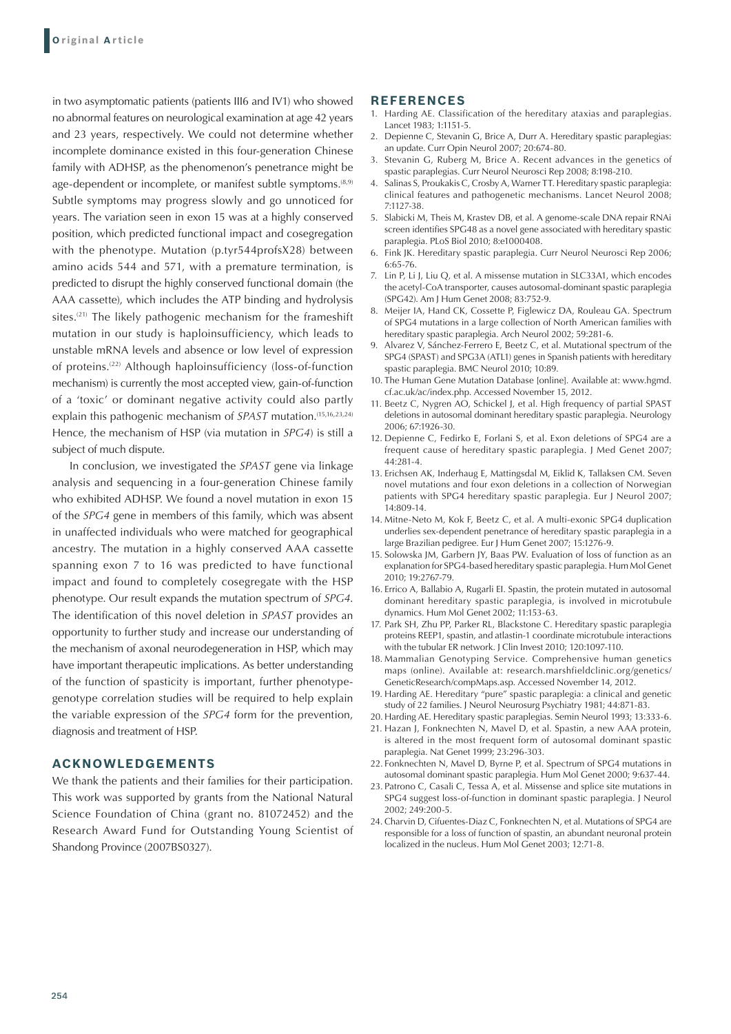in two asymptomatic patients (patients III6 and IV1) who showed no abnormal features on neurological examination at age 42 years and 23 years, respectively. We could not determine whether incomplete dominance existed in this four-generation Chinese family with ADHSP, as the phenomenon's penetrance might be age-dependent or incomplete, or manifest subtle symptoms.[8,9] Subtle symptoms may progress slowly and go unnoticed for years. The variation seen in exon 15 was at a highly conserved position, which predicted functional impact and cosegregation with the phenotype. Mutation (p.tyr544profsX28) between amino acids 544 and 571, with a premature termination, is predicted to disrupt the highly conserved functional domain (the AAA cassette), which includes the ATP binding and hydrolysis sites.[21] The likely pathogenic mechanism for the frameshift mutation in our study is haploinsufficiency, which leads to unstable mRNA levels and absence or low level of expression of proteins.[22] Although haploinsufficiency (loss-of-function mechanism) is currently the most accepted view, gain-of-function of a 'toxic' or dominant negative activity could also partly explain this pathogenic mechanism of *SPAST* mutation.[15,16,23,24] Hence, the mechanism of HSP (via mutation in *SPG4*) is still a subject of much dispute.

In conclusion, we investigated the *SPAST* gene via linkage analysis and sequencing in a four-generation Chinese family who exhibited ADHSP. We found a novel mutation in exon 15 of the *SPG4* gene in members of this family, which was absent in unaffected individuals who were matched for geographical ancestry. The mutation in a highly conserved AAA cassette spanning exon 7 to 16 was predicted to have functional impact and found to completely cosegregate with the HSP phenotype. Our result expands the mutation spectrum of *SPG4*. The identification of this novel deletion in *SPAST* provides an opportunity to further study and increase our understanding of the mechanism of axonal neurodegeneration in HSP, which may have important therapeutic implications. As better understanding of the function of spasticity is important, further phenotype-genotype correlation studies will be required to help explain the variable expression of the *SPG4* form for the prevention, diagnosis and treatment of HSP.

## ACKNOWLEDGEMENTS

We thank the patients and their families for their participation. This work was supported by grants from the National Natural Science Foundation of China (grant no. 81072452) and the Research Award Fund for Outstanding Young Scientist of Shandong Province (2007BS0327).

## REFERENCES

1. Harding AE. Classification of the hereditary ataxias and paraplegias. Lancet 1983; 1:1151-5.
2. Depienne C, Stevanin G, Brice A, Durr A. Hereditary spastic paraplegias: an update. Curr Opin Neurol 2007; 20:674-80.
3. Stevanin G, Ruberg M, Brice A. Recent advances in the genetics of spastic paraplegias. Curr Neurol Neurosci Rep 2008; 8:198-210.
4. Salinas S, Proukakis C, Crosby A, Warner TT. Hereditary spastic paraplegia: clinical features and pathogenetic mechanisms. Lancet Neurol 2008; 7:1127-38.
5. Slabicki M, Theis M, Krastev DB, et al. A genome-scale DNA repair RNAi screen identifies SPG48 as a novel gene associated with hereditary spastic paraplegia. PLoS Biol 2010; 8:e1000408.
6. Fink JK. Hereditary spastic paraplegia. Curr Neurol Neurosci Rep 2006; 6:65-76.
7. Lin P, Li J, Liu Q, et al. A missense mutation in SLC33A1, which encodes the acetyl-CoA transporter, causes autosomal-dominant spastic paraplegia (SPG42). Am J Hum Genet 2008; 83:752-9.
8. Meijer IA, Hand CK, Cossette P, Figlewicz DA, Rouleau GA. Spectrum of SPG4 mutations in a large collection of North American families with hereditary spastic paraplegia. Arch Neurol 2002; 59:281-6.
9. Alvarez V, Sánchez-Ferrero E, Beetz C, et al. Mutational spectrum of the SPG4 (SPAST) and SPG3A (ATL1) genes in Spanish patients with hereditary spastic paraplegia. BMC Neurol 2010; 10:89.
10. The Human Gene Mutation Database [online]. Available at: www.hgmd.cf.ac.uk/ac/index.php. Accessed November 15, 2012.
11. Beetz C, Nygren AO, Schickel J, et al. High frequency of partial SPAST deletions in autosomal dominant hereditary spastic paraplegia. Neurology 2006; 67:1926-30.
12. Depienne C, Fedirko E, Forlani S, et al. Exon deletions of SPG4 are a frequent cause of hereditary spastic paraplegia. J Med Genet 2007; 44:281-4.
13. Erichsen AK, Inderhaug E, Mattingsdal M, Eiklid K, Tallaksen CM. Seven novel mutations and four exon deletions in a collection of Norwegian patients with SPG4 hereditary spastic paraplegia. Eur J Neurol 2007; 14:809-14.
14. Mitne-Neto M, Kok F, Beetz C, et al. A multi-exonic SPG4 duplication underlies sex-dependent penetrance of hereditary spastic paraplegia in a large Brazilian pedigree. Eur J Hum Genet 2007; 15:1276-9.
15. Solowska JM, Garbern JY, Baas PW. Evaluation of loss of function as an explanation for SPG4-based hereditary spastic paraplegia. Hum Mol Genet 2010; 19:2767-79.
16. Errico A, Ballabio A, Rugarli EI. Spastin, the protein mutated in autosomal dominant hereditary spastic paraplegia, is involved in microtubule dynamics. Hum Mol Genet 2002; 11:153-63.
17. Park SH, Zhu PP, Parker RL, Blackstone C. Hereditary spastic paraplegia proteins REEP1, spastin, and atlastin-1 coordinate microtubule interactions with the tubular ER network. J Clin Invest 2010; 120:1097-110.
18. Mammalian Genotyping Service. Comprehensive human genetics maps (online). Available at: research.marshfieldclinic.org/genetics/GeneticResearch/compMaps.asp. Accessed November 14, 2012.
19. Harding AE. Hereditary "pure" spastic paraplegia: a clinical and genetic study of 22 families. J Neurol Neurosurg Psychiatry 1981; 44:871-83.
20. Harding AE. Hereditary spastic paraplegias. Semin Neurol 1993; 13:333-6.
21. Hazan J, Fonknechten N, Mavel D, et al. Spastin, a new AAA protein, is altered in the most frequent form of autosomal dominant spastic paraplegia. Nat Genet 1999; 23:296-303.
22. Fonknechten N, Mavel D, Byrne P, et al. Spectrum of SPG4 mutations in autosomal dominant spastic paraplegia. Hum Mol Genet 2000; 9:637-44.
23. Patrono C, Casali C, Tessa A, et al. Missense and splice site mutations in SPG4 suggest loss-of-function in dominant spastic paraplegia. J Neurol 2002; 249:200-5.
24. Charvin D, Cifuentes-Diaz C, Fonknechten N, et al. Mutations of SPG4 are responsible for a loss of function of spastin, an abundant neuronal protein localized in the nucleus. Hum Mol Genet 2003; 12:71-8.